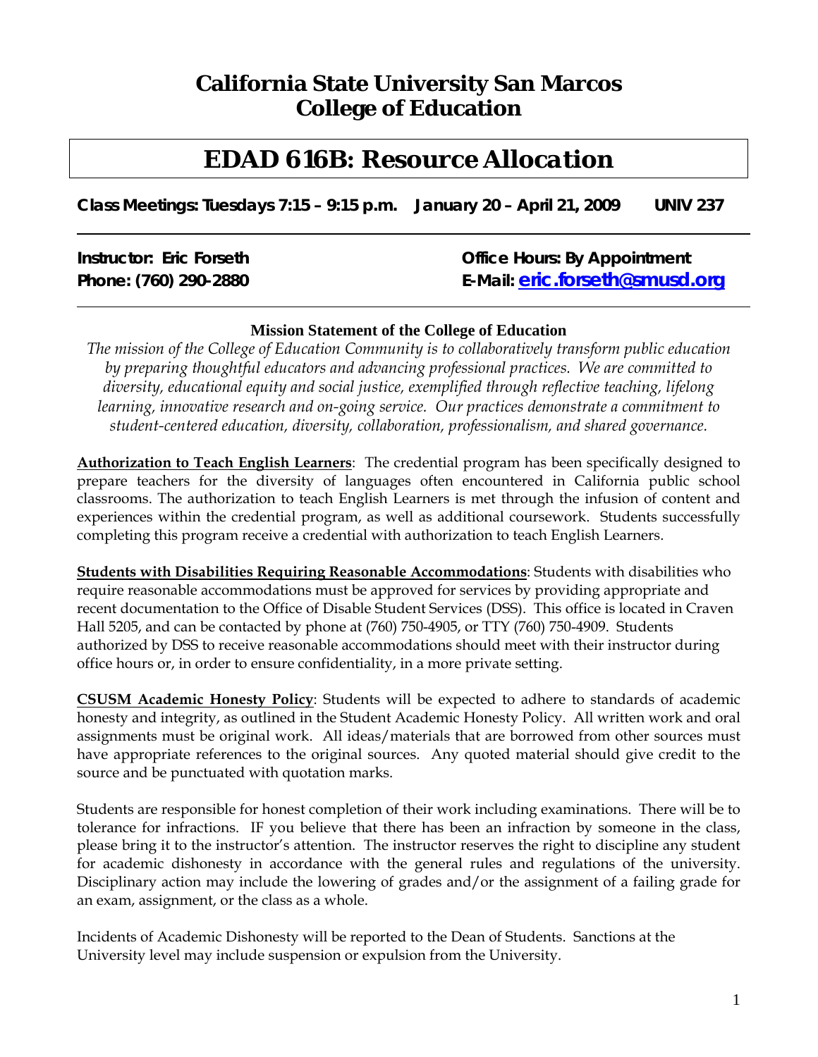# California State University San Marcos
# College of Education

## EDAD 616B: Resource Allocation

**Class Meetings: Tuesdays 7:15 – 9:15 p.m.   January 20 – April 21, 2009   UNIV 237**

---

**Instructor: Eric Forseth**  
**Phone: (760) 290-2880**

**Office Hours: By Appointment**  
**E-Mail: eric.forseth@smusd.org**

---

**Mission Statement of the College of Education**

*The mission of the College of Education Community is to collaboratively transform public education by preparing thoughtful educators and advancing professional practices. We are committed to diversity, educational equity and social justice, exemplified through reflective teaching, lifelong learning, innovative research and on-going service. Our practices demonstrate a commitment to student-centered education, diversity, collaboration, professionalism, and shared governance.*

**Authorization to Teach English Learners**: The credential program has been specifically designed to prepare teachers for the diversity of languages often encountered in California public school classrooms. The authorization to teach English Learners is met through the infusion of content and experiences within the credential program, as well as additional coursework. Students successfully completing this program receive a credential with authorization to teach English Learners.

**Students with Disabilities Requiring Reasonable Accommodations**: Students with disabilities who require reasonable accommodations must be approved for services by providing appropriate and recent documentation to the Office of Disable Student Services (DSS). This office is located in Craven Hall 5205, and can be contacted by phone at (760) 750-4905, or TTY (760) 750-4909. Students authorized by DSS to receive reasonable accommodations should meet with their instructor during office hours or, in order to ensure confidentiality, in a more private setting.

**CSUSM Academic Honesty Policy**: Students will be expected to adhere to standards of academic honesty and integrity, as outlined in the Student Academic Honesty Policy. All written work and oral assignments must be original work. All ideas/materials that are borrowed from other sources must have appropriate references to the original sources. Any quoted material should give credit to the source and be punctuated with quotation marks.

Students are responsible for honest completion of their work including examinations. There will be to tolerance for infractions. IF you believe that there has been an infraction by someone in the class, please bring it to the instructor's attention. The instructor reserves the right to discipline any student for academic dishonesty in accordance with the general rules and regulations of the university. Disciplinary action may include the lowering of grades and/or the assignment of a failing grade for an exam, assignment, or the class as a whole.

Incidents of Academic Dishonesty will be reported to the Dean of Students. Sanctions at the University level may include suspension or expulsion from the University.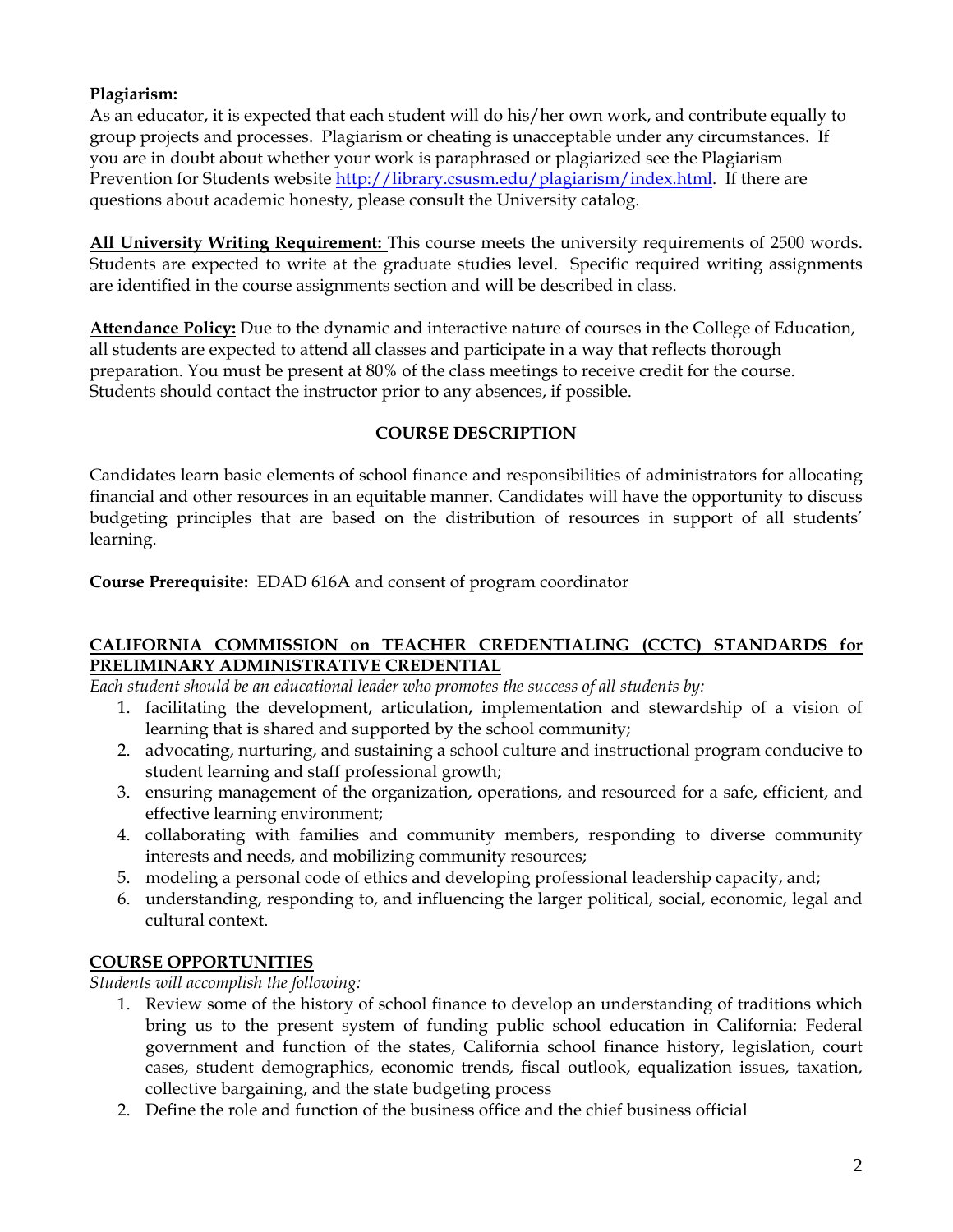**Plagiarism:**
As an educator, it is expected that each student will do his/her own work, and contribute equally to group projects and processes. Plagiarism or cheating is unacceptable under any circumstances. If you are in doubt about whether your work is paraphrased or plagiarized see the Plagiarism Prevention for Students website http://library.csusm.edu/plagiarism/index.html. If there are questions about academic honesty, please consult the University catalog.

**All University Writing Requirement:** This course meets the university requirements of 2500 words. Students are expected to write at the graduate studies level. Specific required writing assignments are identified in the course assignments section and will be described in class.

**Attendance Policy:** Due to the dynamic and interactive nature of courses in the College of Education, all students are expected to attend all classes and participate in a way that reflects thorough preparation. You must be present at 80% of the class meetings to receive credit for the course. Students should contact the instructor prior to any absences, if possible.

## COURSE DESCRIPTION

Candidates learn basic elements of school finance and responsibilities of administrators for allocating financial and other resources in an equitable manner. Candidates will have the opportunity to discuss budgeting principles that are based on the distribution of resources in support of all students' learning.

**Course Prerequisite:** EDAD 616A and consent of program coordinator

## CALIFORNIA COMMISSION on TEACHER CREDENTIALING (CCTC) STANDARDS for PRELIMINARY ADMINISTRATIVE CREDENTIAL

*Each student should be an educational leader who promotes the success of all students by:*

1. facilitating the development, articulation, implementation and stewardship of a vision of learning that is shared and supported by the school community;
2. advocating, nurturing, and sustaining a school culture and instructional program conducive to student learning and staff professional growth;
3. ensuring management of the organization, operations, and resourced for a safe, efficient, and effective learning environment;
4. collaborating with families and community members, responding to diverse community interests and needs, and mobilizing community resources;
5. modeling a personal code of ethics and developing professional leadership capacity, and;
6. understanding, responding to, and influencing the larger political, social, economic, legal and cultural context.

## COURSE OPPORTUNITIES

*Students will accomplish the following:*

1. Review some of the history of school finance to develop an understanding of traditions which bring us to the present system of funding public school education in California: Federal government and function of the states, California school finance history, legislation, court cases, student demographics, economic trends, fiscal outlook, equalization issues, taxation, collective bargaining, and the state budgeting process
2. Define the role and function of the business office and the chief business official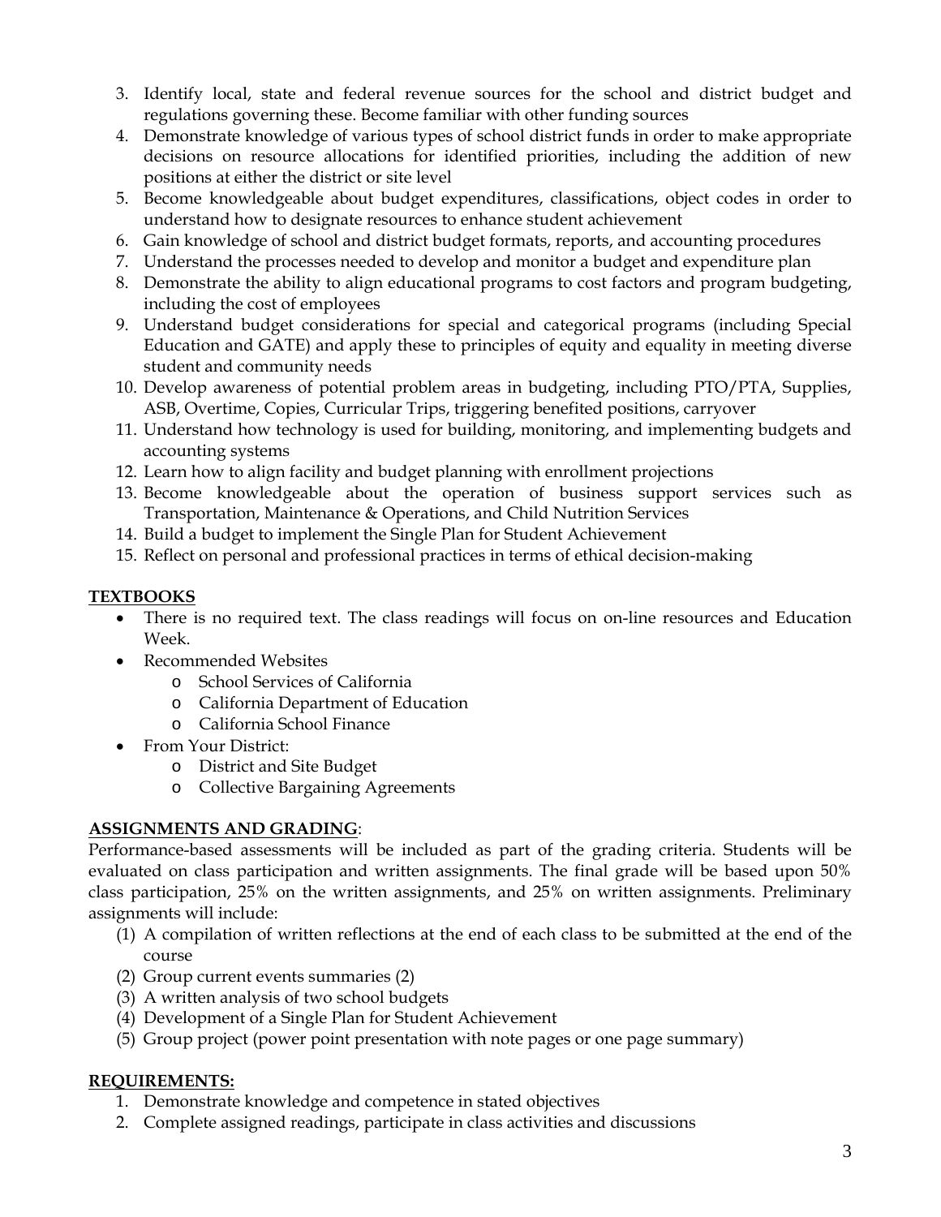3. Identify local, state and federal revenue sources for the school and district budget and regulations governing these. Become familiar with other funding sources
4. Demonstrate knowledge of various types of school district funds in order to make appropriate decisions on resource allocations for identified priorities, including the addition of new positions at either the district or site level
5. Become knowledgeable about budget expenditures, classifications, object codes in order to understand how to designate resources to enhance student achievement
6. Gain knowledge of school and district budget formats, reports, and accounting procedures
7. Understand the processes needed to develop and monitor a budget and expenditure plan
8. Demonstrate the ability to align educational programs to cost factors and program budgeting, including the cost of employees
9. Understand budget considerations for special and categorical programs (including Special Education and GATE) and apply these to principles of equity and equality in meeting diverse student and community needs
10. Develop awareness of potential problem areas in budgeting, including PTO/PTA, Supplies, ASB, Overtime, Copies, Curricular Trips, triggering benefited positions, carryover
11. Understand how technology is used for building, monitoring, and implementing budgets and accounting systems
12. Learn how to align facility and budget planning with enrollment projections
13. Become knowledgeable about the operation of business support services such as Transportation, Maintenance & Operations, and Child Nutrition Services
14. Build a budget to implement the Single Plan for Student Achievement
15. Reflect on personal and professional practices in terms of ethical decision-making

## <u>TEXTBOOKS</u>

- There is no required text. The class readings will focus on on-line resources and Education Week.
- Recommended Websites
  - School Services of California
  - California Department of Education
  - California School Finance
- From Your District:
  - District and Site Budget
  - Collective Bargaining Agreements

## <u>ASSIGNMENTS AND GRADING</u>:

Performance-based assessments will be included as part of the grading criteria. Students will be evaluated on class participation and written assignments. The final grade will be based upon 50% class participation, 25% on the written assignments, and 25% on written assignments. Preliminary assignments will include:

(1) A compilation of written reflections at the end of each class to be submitted at the end of the course
(2) Group current events summaries (2)
(3) A written analysis of two school budgets
(4) Development of a Single Plan for Student Achievement
(5) Group project (power point presentation with note pages or one page summary)

## <u>REQUIREMENTS:</u>

1. Demonstrate knowledge and competence in stated objectives
2. Complete assigned readings, participate in class activities and discussions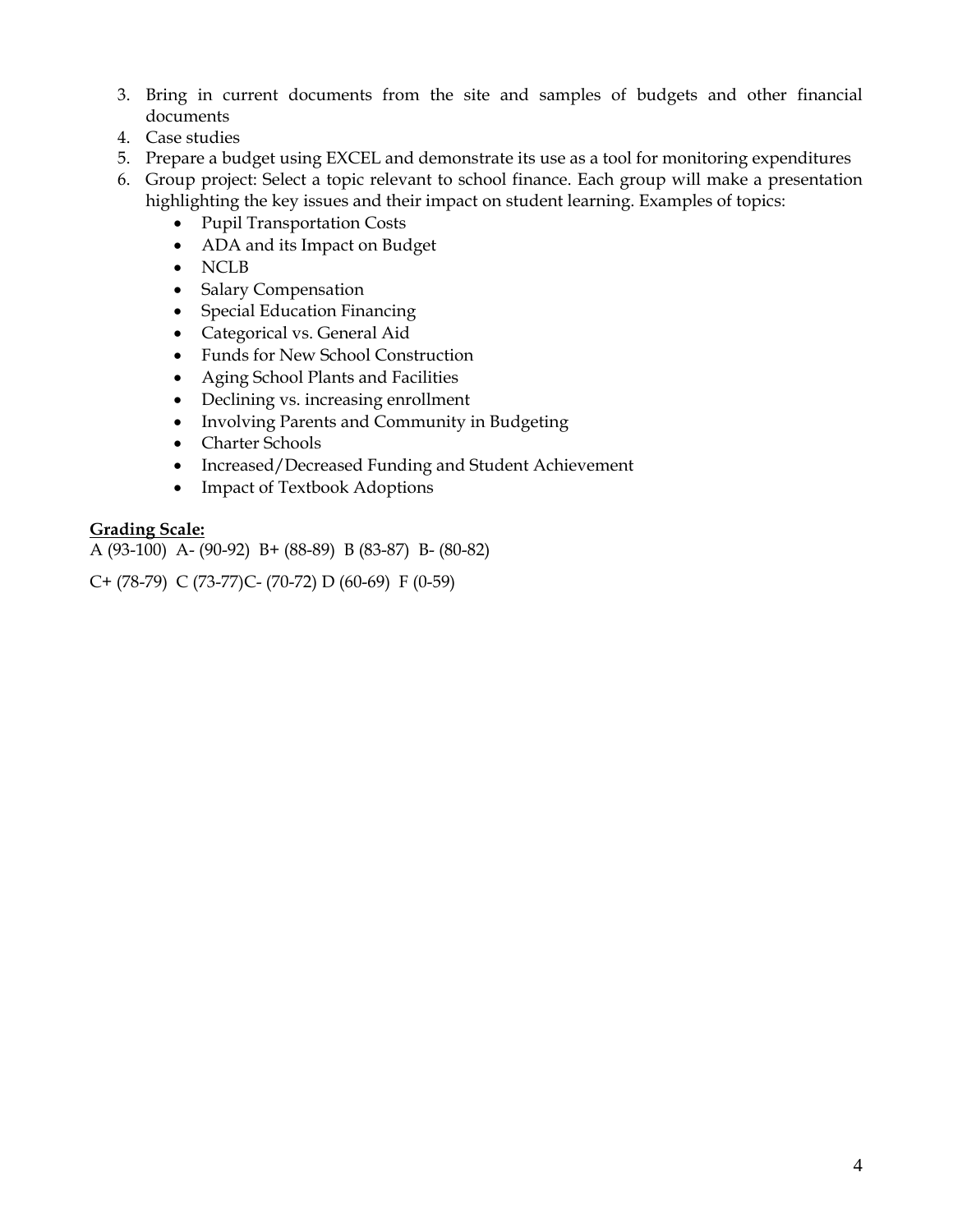3. Bring in current documents from the site and samples of budgets and other financial documents
4. Case studies
5. Prepare a budget using EXCEL and demonstrate its use as a tool for monitoring expenditures
6. Group project: Select a topic relevant to school finance. Each group will make a presentation highlighting the key issues and their impact on student learning. Examples of topics:
   - Pupil Transportation Costs
   - ADA and its Impact on Budget
   - NCLB
   - Salary Compensation
   - Special Education Financing
   - Categorical vs. General Aid
   - Funds for New School Construction
   - Aging School Plants and Facilities
   - Declining vs. increasing enrollment
   - Involving Parents and Community in Budgeting
   - Charter Schools
   - Increased/Decreased Funding and Student Achievement
   - Impact of Textbook Adoptions

**Grading Scale:**

A (93-100) A- (90-92) B+ (88-89) B (83-87) B- (80-82)

C+ (78-79) C (73-77)C- (70-72) D (60-69) F (0-59)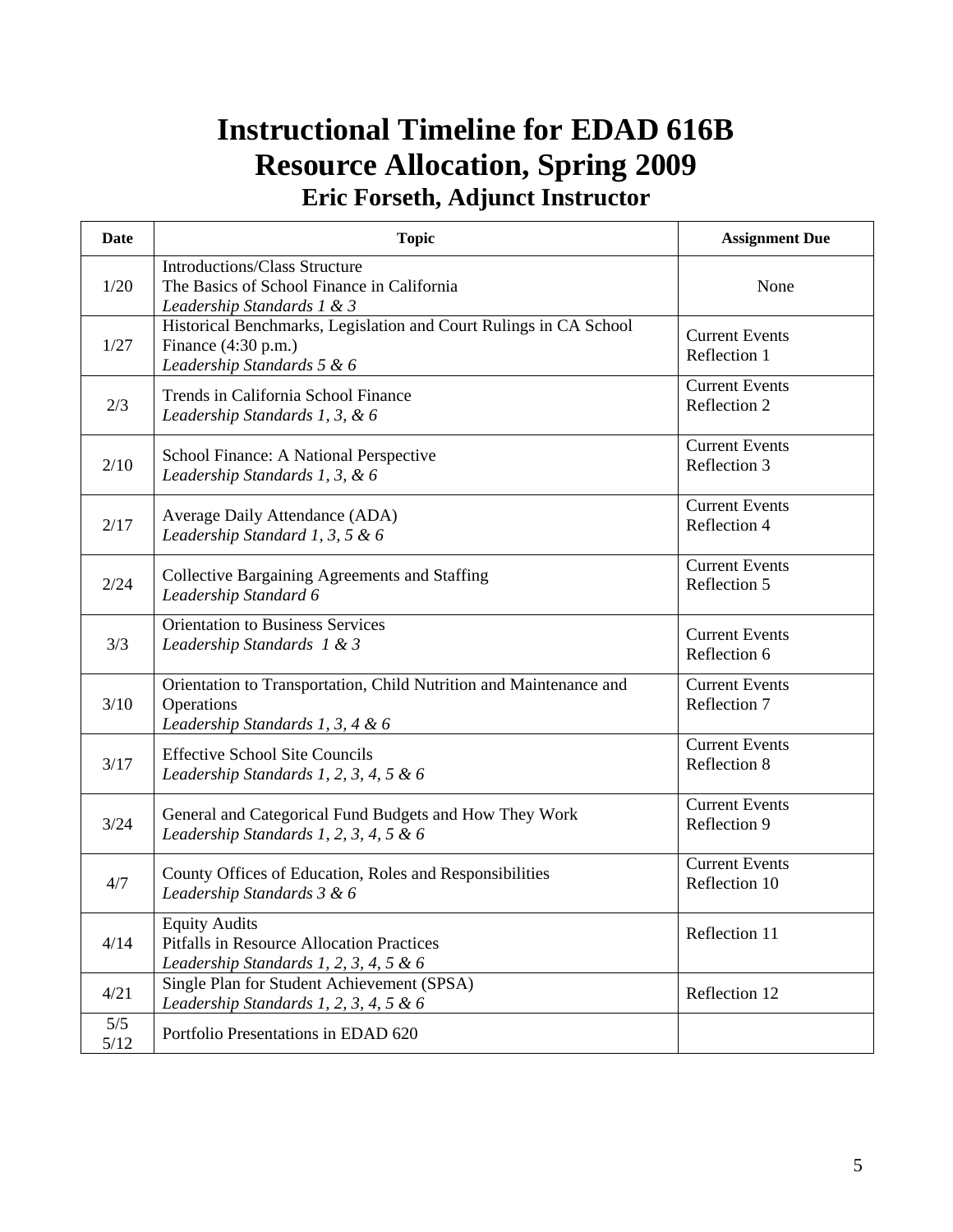# Instructional Timeline for EDAD 616B
# Resource Allocation, Spring 2009
## Eric Forseth, Adjunct Instructor

| Date | Topic | Assignment Due |
|---|---|---|
| 1/20 | Introductions/Class Structure<br>The Basics of School Finance in California<br>*Leadership Standards 1 & 3* | None |
| 1/27 | Historical Benchmarks, Legislation and Court Rulings in CA School Finance (4:30 p.m.)<br>*Leadership Standards 5 & 6* | Current Events<br>Reflection 1 |
| 2/3 | Trends in California School Finance<br>*Leadership Standards 1, 3, & 6* | Current Events<br>Reflection 2 |
| 2/10 | School Finance: A National Perspective<br>*Leadership Standards 1, 3, & 6* | Current Events<br>Reflection 3 |
| 2/17 | Average Daily Attendance (ADA)<br>*Leadership Standard 1, 3, 5 & 6* | Current Events<br>Reflection 4 |
| 2/24 | Collective Bargaining Agreements and Staffing<br>*Leadership Standard 6* | Current Events<br>Reflection 5 |
| 3/3 | Orientation to Business Services<br>*Leadership Standards 1 & 3* | Current Events<br>Reflection 6 |
| 3/10 | Orientation to Transportation, Child Nutrition and Maintenance and Operations<br>*Leadership Standards 1, 3, 4 & 6* | Current Events<br>Reflection 7 |
| 3/17 | Effective School Site Councils<br>*Leadership Standards 1, 2, 3, 4, 5 & 6* | Current Events<br>Reflection 8 |
| 3/24 | General and Categorical Fund Budgets and How They Work<br>*Leadership Standards 1, 2, 3, 4, 5 & 6* | Current Events<br>Reflection 9 |
| 4/7 | County Offices of Education, Roles and Responsibilities<br>*Leadership Standards 3 & 6* | Current Events<br>Reflection 10 |
| 4/14 | Equity Audits<br>Pitfalls in Resource Allocation Practices<br>*Leadership Standards 1, 2, 3, 4, 5 & 6* | Reflection 11 |
| 4/21 | Single Plan for Student Achievement (SPSA)<br>*Leadership Standards 1, 2, 3, 4, 5 & 6* | Reflection 12 |
| 5/5<br>5/12 | Portfolio Presentations in EDAD 620 | |